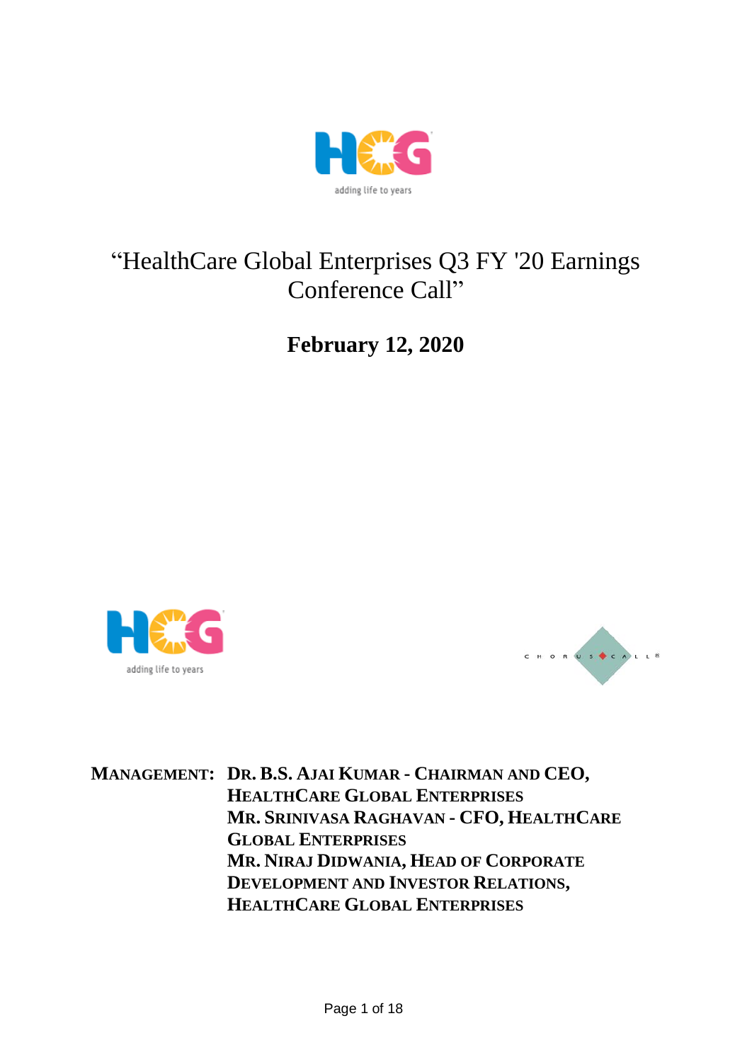# "HealthCare Global Enterprises Q3 FY '20 Earnings Conference Call"

**February 12, 2020**

**MANAGEMENT:** **DR. B.S. AJAI KUMAR - CHAIRMAN AND CEO, HEALTHCARE GLOBAL ENTERPRISES**
**MR. SRINIVASA RAGHAVAN - CFO, HEALTHCARE GLOBAL ENTERPRISES**
**MR. NIRAJ DIDWANIA, HEAD OF CORPORATE DEVELOPMENT AND INVESTOR RELATIONS, HEALTHCARE GLOBAL ENTERPRISES**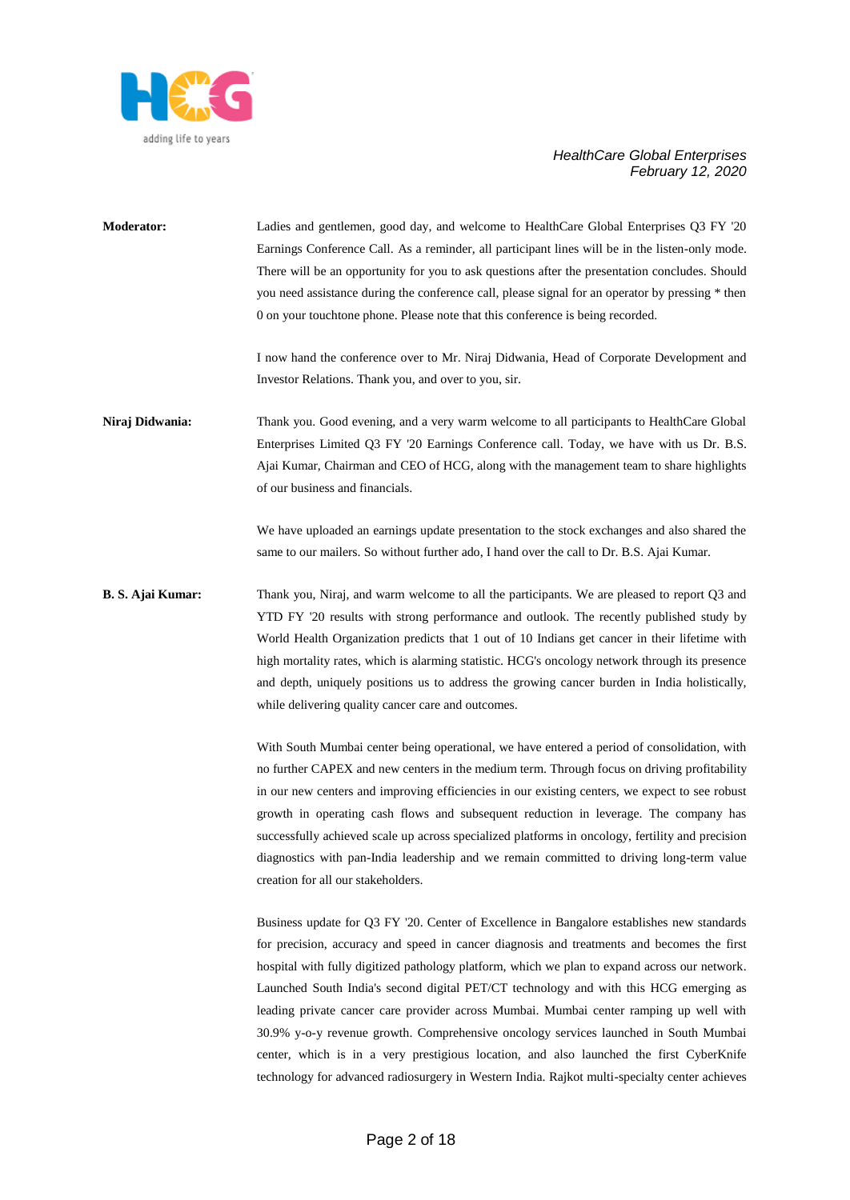**Moderator:** Ladies and gentlemen, good day, and welcome to HealthCare Global Enterprises Q3 FY '20 Earnings Conference Call. As a reminder, all participant lines will be in the listen-only mode. There will be an opportunity for you to ask questions after the presentation concludes. Should you need assistance during the conference call, please signal for an operator by pressing * then 0 on your touchtone phone. Please note that this conference is being recorded.

I now hand the conference over to Mr. Niraj Didwania, Head of Corporate Development and Investor Relations. Thank you, and over to you, sir.

**Niraj Didwania:** Thank you. Good evening, and a very warm welcome to all participants to HealthCare Global Enterprises Limited Q3 FY '20 Earnings Conference call. Today, we have with us Dr. B.S. Ajai Kumar, Chairman and CEO of HCG, along with the management team to share highlights of our business and financials.

We have uploaded an earnings update presentation to the stock exchanges and also shared the same to our mailers. So without further ado, I hand over the call to Dr. B.S. Ajai Kumar.

**B. S. Ajai Kumar:** Thank you, Niraj, and warm welcome to all the participants. We are pleased to report Q3 and YTD FY '20 results with strong performance and outlook. The recently published study by World Health Organization predicts that 1 out of 10 Indians get cancer in their lifetime with high mortality rates, which is alarming statistic. HCG's oncology network through its presence and depth, uniquely positions us to address the growing cancer burden in India holistically, while delivering quality cancer care and outcomes.

With South Mumbai center being operational, we have entered a period of consolidation, with no further CAPEX and new centers in the medium term. Through focus on driving profitability in our new centers and improving efficiencies in our existing centers, we expect to see robust growth in operating cash flows and subsequent reduction in leverage. The company has successfully achieved scale up across specialized platforms in oncology, fertility and precision diagnostics with pan-India leadership and we remain committed to driving long-term value creation for all our stakeholders.

Business update for Q3 FY '20. Center of Excellence in Bangalore establishes new standards for precision, accuracy and speed in cancer diagnosis and treatments and becomes the first hospital with fully digitized pathology platform, which we plan to expand across our network. Launched South India's second digital PET/CT technology and with this HCG emerging as leading private cancer care provider across Mumbai. Mumbai center ramping up well with 30.9% y-o-y revenue growth. Comprehensive oncology services launched in South Mumbai center, which is in a very prestigious location, and also launched the first CyberKnife technology for advanced radiosurgery in Western India. Rajkot multi-specialty center achieves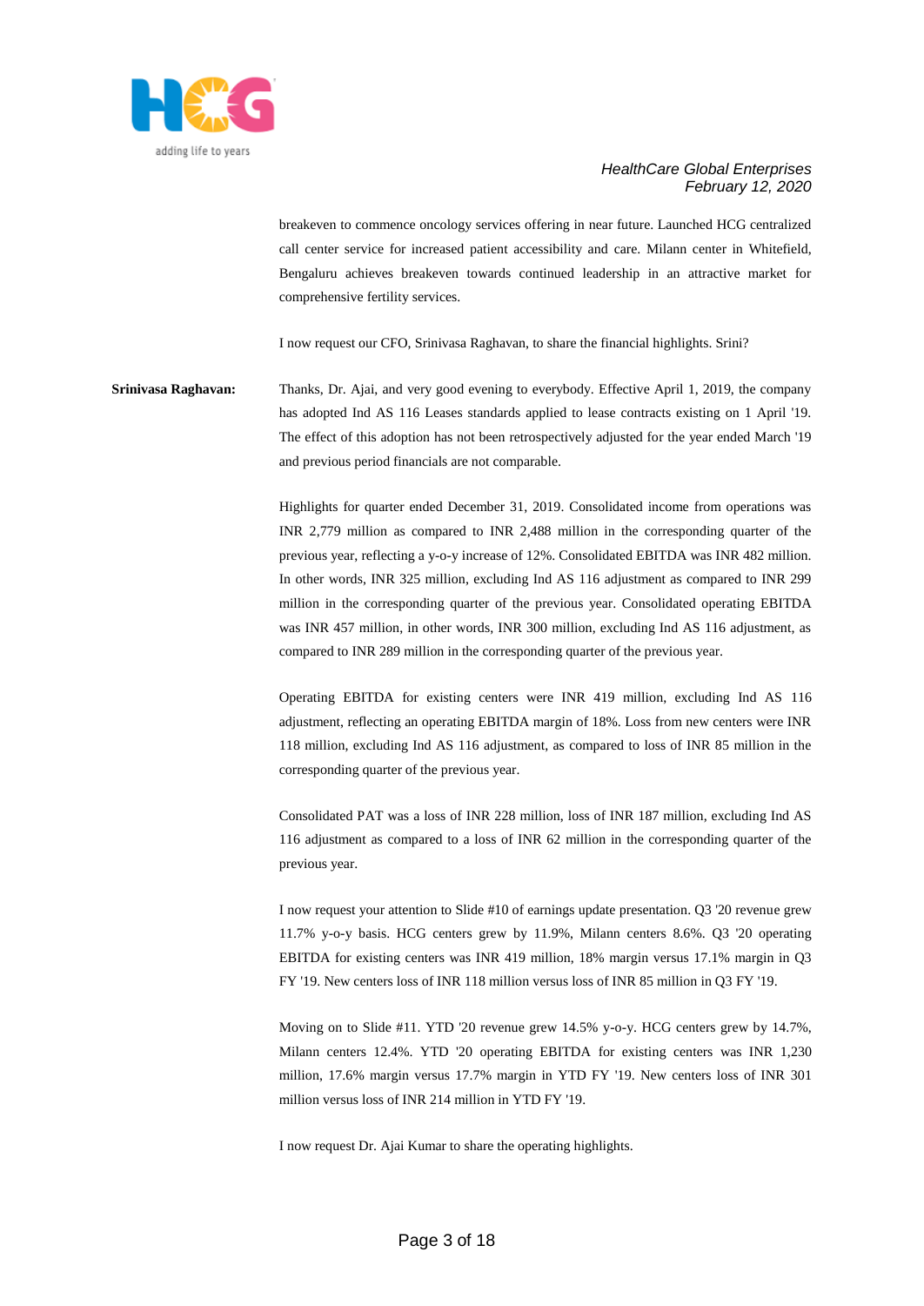breakeven to commence oncology services offering in near future. Launched HCG centralized call center service for increased patient accessibility and care. Milann center in Whitefield, Bengaluru achieves breakeven towards continued leadership in an attractive market for comprehensive fertility services.

I now request our CFO, Srinivasa Raghavan, to share the financial highlights. Srini?

**Srinivasa Raghavan:** Thanks, Dr. Ajai, and very good evening to everybody. Effective April 1, 2019, the company has adopted Ind AS 116 Leases standards applied to lease contracts existing on 1 April '19. The effect of this adoption has not been retrospectively adjusted for the year ended March '19 and previous period financials are not comparable.

Highlights for quarter ended December 31, 2019. Consolidated income from operations was INR 2,779 million as compared to INR 2,488 million in the corresponding quarter of the previous year, reflecting a y-o-y increase of 12%. Consolidated EBITDA was INR 482 million. In other words, INR 325 million, excluding Ind AS 116 adjustment as compared to INR 299 million in the corresponding quarter of the previous year. Consolidated operating EBITDA was INR 457 million, in other words, INR 300 million, excluding Ind AS 116 adjustment, as compared to INR 289 million in the corresponding quarter of the previous year.

Operating EBITDA for existing centers were INR 419 million, excluding Ind AS 116 adjustment, reflecting an operating EBITDA margin of 18%. Loss from new centers were INR 118 million, excluding Ind AS 116 adjustment, as compared to loss of INR 85 million in the corresponding quarter of the previous year.

Consolidated PAT was a loss of INR 228 million, loss of INR 187 million, excluding Ind AS 116 adjustment as compared to a loss of INR 62 million in the corresponding quarter of the previous year.

I now request your attention to Slide #10 of earnings update presentation. Q3 '20 revenue grew 11.7% y-o-y basis. HCG centers grew by 11.9%, Milann centers 8.6%. Q3 '20 operating EBITDA for existing centers was INR 419 million, 18% margin versus 17.1% margin in Q3 FY '19. New centers loss of INR 118 million versus loss of INR 85 million in Q3 FY '19.

Moving on to Slide #11. YTD '20 revenue grew 14.5% y-o-y. HCG centers grew by 14.7%, Milann centers 12.4%. YTD '20 operating EBITDA for existing centers was INR 1,230 million, 17.6% margin versus 17.7% margin in YTD FY '19. New centers loss of INR 301 million versus loss of INR 214 million in YTD FY '19.

I now request Dr. Ajai Kumar to share the operating highlights.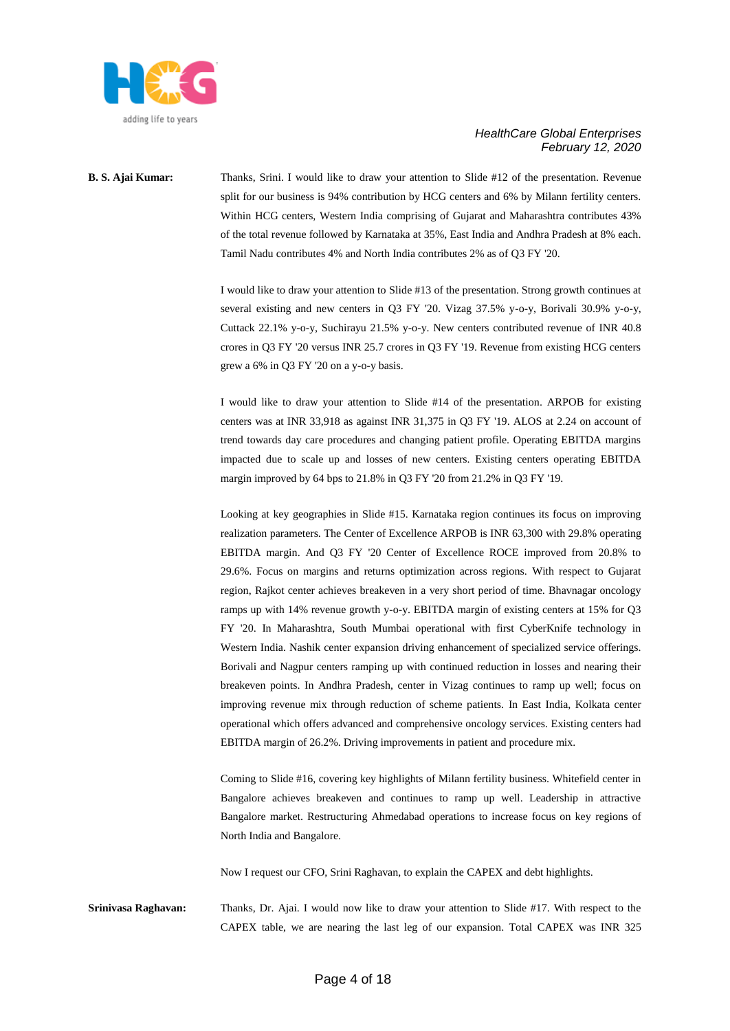**B. S. Ajai Kumar:** Thanks, Srini. I would like to draw your attention to Slide #12 of the presentation. Revenue split for our business is 94% contribution by HCG centers and 6% by Milann fertility centers. Within HCG centers, Western India comprising of Gujarat and Maharashtra contributes 43% of the total revenue followed by Karnataka at 35%, East India and Andhra Pradesh at 8% each. Tamil Nadu contributes 4% and North India contributes 2% as of Q3 FY '20.

I would like to draw your attention to Slide #13 of the presentation. Strong growth continues at several existing and new centers in Q3 FY '20. Vizag 37.5% y-o-y, Borivali 30.9% y-o-y, Cuttack 22.1% y-o-y, Suchirayu 21.5% y-o-y. New centers contributed revenue of INR 40.8 crores in Q3 FY '20 versus INR 25.7 crores in Q3 FY '19. Revenue from existing HCG centers grew a 6% in Q3 FY '20 on a y-o-y basis.

I would like to draw your attention to Slide #14 of the presentation. ARPOB for existing centers was at INR 33,918 as against INR 31,375 in Q3 FY '19. ALOS at 2.24 on account of trend towards day care procedures and changing patient profile. Operating EBITDA margins impacted due to scale up and losses of new centers. Existing centers operating EBITDA margin improved by 64 bps to 21.8% in Q3 FY '20 from 21.2% in Q3 FY '19.

Looking at key geographies in Slide #15. Karnataka region continues its focus on improving realization parameters. The Center of Excellence ARPOB is INR 63,300 with 29.8% operating EBITDA margin. And Q3 FY '20 Center of Excellence ROCE improved from 20.8% to 29.6%. Focus on margins and returns optimization across regions. With respect to Gujarat region, Rajkot center achieves breakeven in a very short period of time. Bhavnagar oncology ramps up with 14% revenue growth y-o-y. EBITDA margin of existing centers at 15% for Q3 FY '20. In Maharashtra, South Mumbai operational with first CyberKnife technology in Western India. Nashik center expansion driving enhancement of specialized service offerings. Borivali and Nagpur centers ramping up with continued reduction in losses and nearing their breakeven points. In Andhra Pradesh, center in Vizag continues to ramp up well; focus on improving revenue mix through reduction of scheme patients. In East India, Kolkata center operational which offers advanced and comprehensive oncology services. Existing centers had EBITDA margin of 26.2%. Driving improvements in patient and procedure mix.

Coming to Slide #16, covering key highlights of Milann fertility business. Whitefield center in Bangalore achieves breakeven and continues to ramp up well. Leadership in attractive Bangalore market. Restructuring Ahmedabad operations to increase focus on key regions of North India and Bangalore.

Now I request our CFO, Srini Raghavan, to explain the CAPEX and debt highlights.

**Srinivasa Raghavan:** Thanks, Dr. Ajai. I would now like to draw your attention to Slide #17. With respect to the CAPEX table, we are nearing the last leg of our expansion. Total CAPEX was INR 325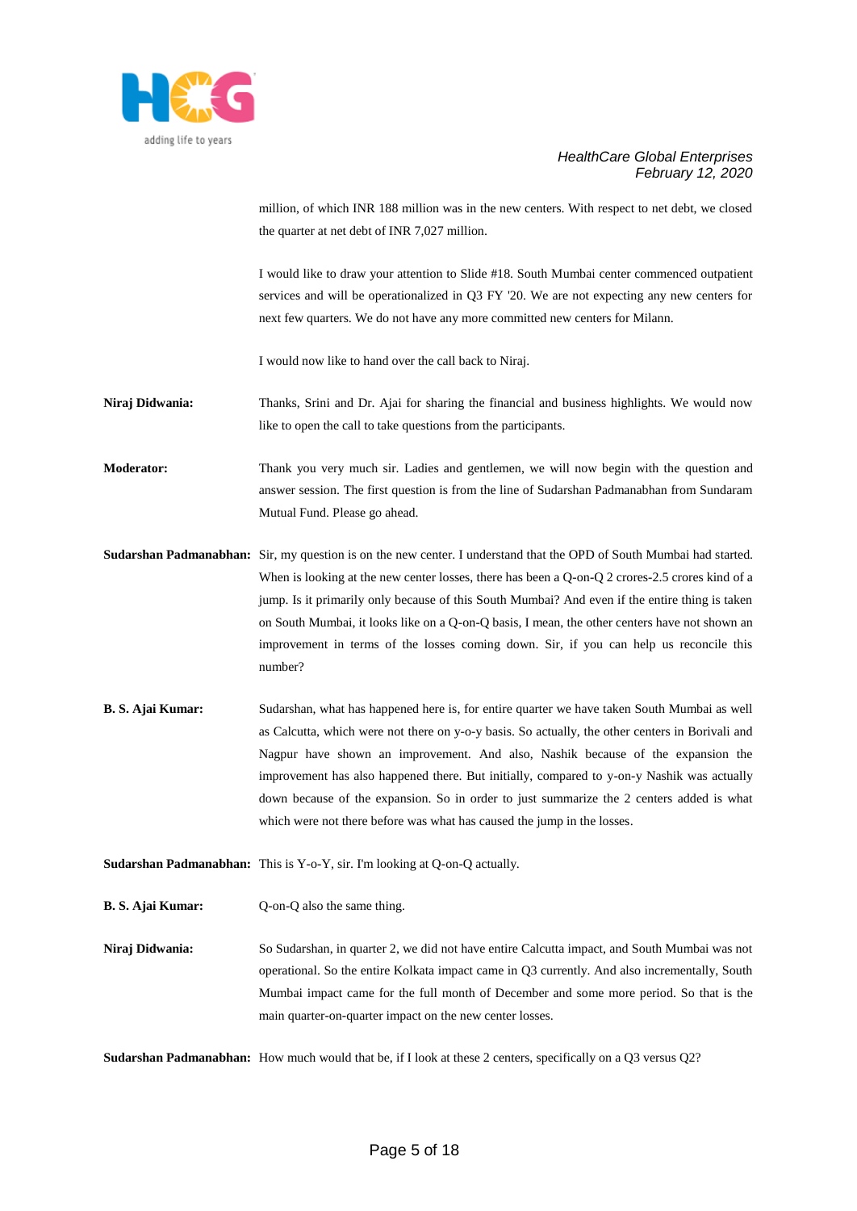million, of which INR 188 million was in the new centers. With respect to net debt, we closed the quarter at net debt of INR 7,027 million.

I would like to draw your attention to Slide #18. South Mumbai center commenced outpatient services and will be operationalized in Q3 FY '20. We are not expecting any new centers for next few quarters. We do not have any more committed new centers for Milann.

I would now like to hand over the call back to Niraj.

**Niraj Didwania:** Thanks, Srini and Dr. Ajai for sharing the financial and business highlights. We would now like to open the call to take questions from the participants.

**Moderator:** Thank you very much sir. Ladies and gentlemen, we will now begin with the question and answer session. The first question is from the line of Sudarshan Padmanabhan from Sundaram Mutual Fund. Please go ahead.

**Sudarshan Padmanabhan:** Sir, my question is on the new center. I understand that the OPD of South Mumbai had started. When is looking at the new center losses, there has been a Q-on-Q 2 crores-2.5 crores kind of a jump. Is it primarily only because of this South Mumbai? And even if the entire thing is taken on South Mumbai, it looks like on a Q-on-Q basis, I mean, the other centers have not shown an improvement in terms of the losses coming down. Sir, if you can help us reconcile this number?

**B. S. Ajai Kumar:** Sudarshan, what has happened here is, for entire quarter we have taken South Mumbai as well as Calcutta, which were not there on y-o-y basis. So actually, the other centers in Borivali and Nagpur have shown an improvement. And also, Nashik because of the expansion the improvement has also happened there. But initially, compared to y-on-y Nashik was actually down because of the expansion. So in order to just summarize the 2 centers added is what which were not there before was what has caused the jump in the losses.

**Sudarshan Padmanabhan:** This is Y-o-Y, sir. I'm looking at Q-on-Q actually.

**B. S. Ajai Kumar:** Q-on-Q also the same thing.

**Niraj Didwania:** So Sudarshan, in quarter 2, we did not have entire Calcutta impact, and South Mumbai was not operational. So the entire Kolkata impact came in Q3 currently. And also incrementally, South Mumbai impact came for the full month of December and some more period. So that is the main quarter-on-quarter impact on the new center losses.

**Sudarshan Padmanabhan:** How much would that be, if I look at these 2 centers, specifically on a Q3 versus Q2?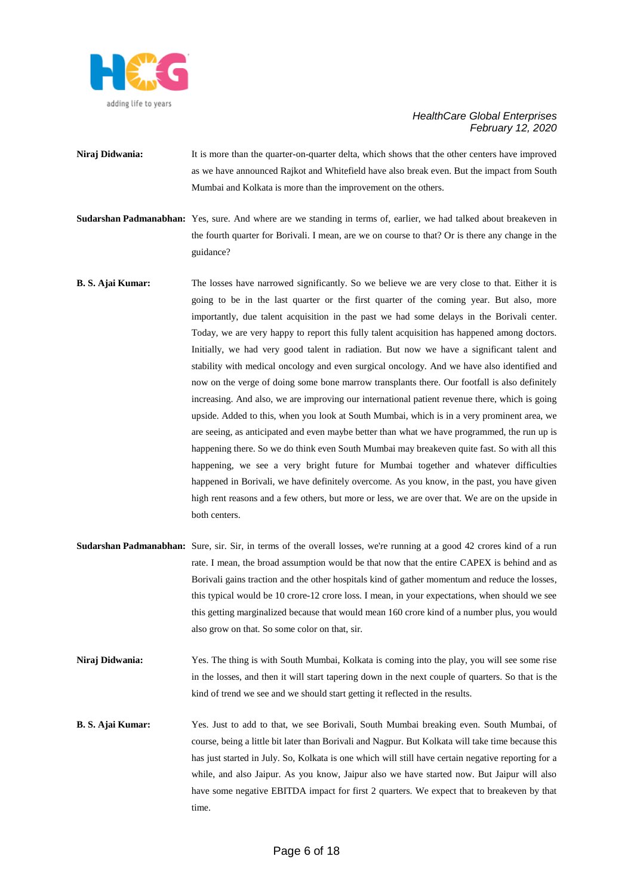**Niraj Didwania:** It is more than the quarter-on-quarter delta, which shows that the other centers have improved as we have announced Rajkot and Whitefield have also break even. But the impact from South Mumbai and Kolkata is more than the improvement on the others.

**Sudarshan Padmanabhan:** Yes, sure. And where are we standing in terms of, earlier, we had talked about breakeven in the fourth quarter for Borivali. I mean, are we on course to that? Or is there any change in the guidance?

**B. S. Ajai Kumar:** The losses have narrowed significantly. So we believe we are very close to that. Either it is going to be in the last quarter or the first quarter of the coming year. But also, more importantly, due talent acquisition in the past we had some delays in the Borivali center. Today, we are very happy to report this fully talent acquisition has happened among doctors. Initially, we had very good talent in radiation. But now we have a significant talent and stability with medical oncology and even surgical oncology. And we have also identified and now on the verge of doing some bone marrow transplants there. Our footfall is also definitely increasing. And also, we are improving our international patient revenue there, which is going upside. Added to this, when you look at South Mumbai, which is in a very prominent area, we are seeing, as anticipated and even maybe better than what we have programmed, the run up is happening there. So we do think even South Mumbai may breakeven quite fast. So with all this happening, we see a very bright future for Mumbai together and whatever difficulties happened in Borivali, we have definitely overcome. As you know, in the past, you have given high rent reasons and a few others, but more or less, we are over that. We are on the upside in both centers.

**Sudarshan Padmanabhan:** Sure, sir. Sir, in terms of the overall losses, we're running at a good 42 crores kind of a run rate. I mean, the broad assumption would be that now that the entire CAPEX is behind and as Borivali gains traction and the other hospitals kind of gather momentum and reduce the losses, this typical would be 10 crore-12 crore loss. I mean, in your expectations, when should we see this getting marginalized because that would mean 160 crore kind of a number plus, you would also grow on that. So some color on that, sir.

**Niraj Didwania:** Yes. The thing is with South Mumbai, Kolkata is coming into the play, you will see some rise in the losses, and then it will start tapering down in the next couple of quarters. So that is the kind of trend we see and we should start getting it reflected in the results.

**B. S. Ajai Kumar:** Yes. Just to add to that, we see Borivali, South Mumbai breaking even. South Mumbai, of course, being a little bit later than Borivali and Nagpur. But Kolkata will take time because this has just started in July. So, Kolkata is one which will still have certain negative reporting for a while, and also Jaipur. As you know, Jaipur also we have started now. But Jaipur will also have some negative EBITDA impact for first 2 quarters. We expect that to breakeven by that time.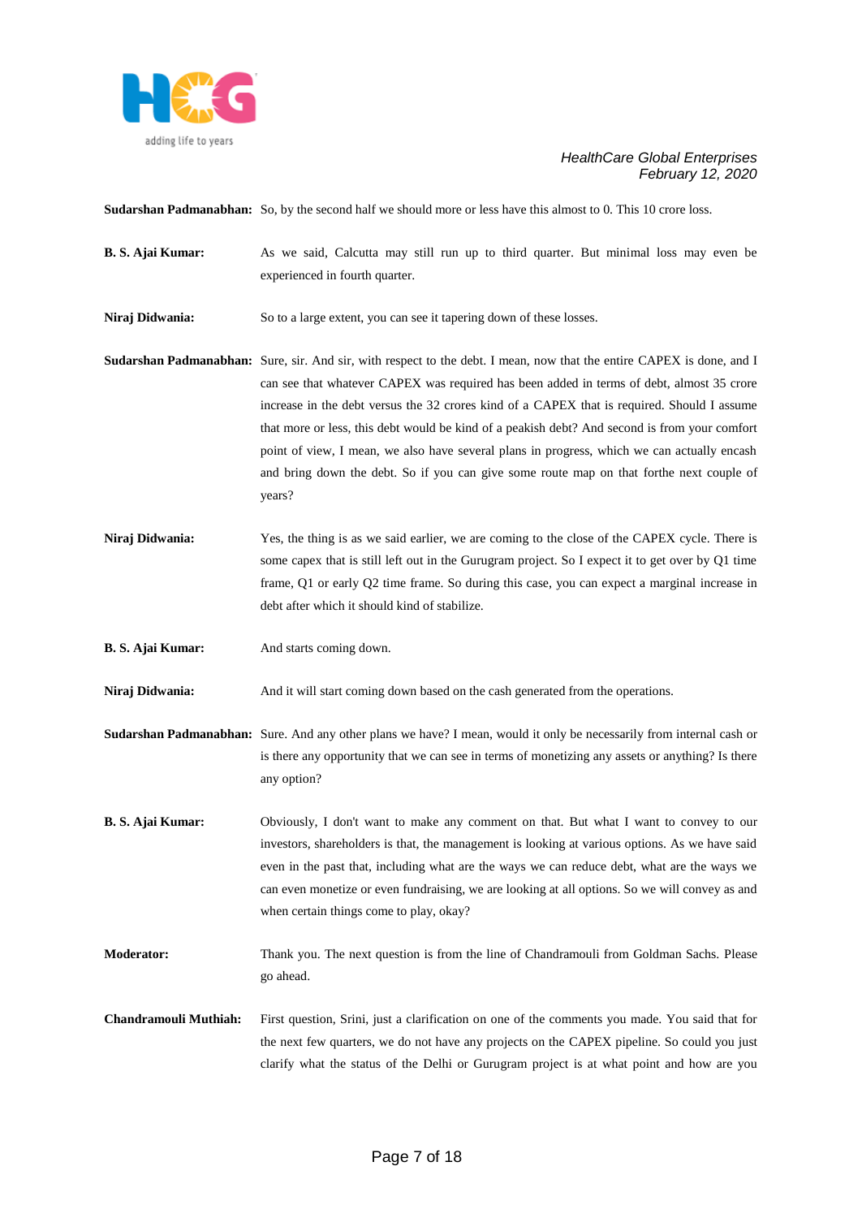**Sudarshan Padmanabhan:** So, by the second half we should more or less have this almost to 0. This 10 crore loss.

**B. S. Ajai Kumar:** As we said, Calcutta may still run up to third quarter. But minimal loss may even be experienced in fourth quarter.

**Niraj Didwania:** So to a large extent, you can see it tapering down of these losses.

**Sudarshan Padmanabhan:** Sure, sir. And sir, with respect to the debt. I mean, now that the entire CAPEX is done, and I can see that whatever CAPEX was required has been added in terms of debt, almost 35 crore increase in the debt versus the 32 crores kind of a CAPEX that is required. Should I assume that more or less, this debt would be kind of a peakish debt? And second is from your comfort point of view, I mean, we also have several plans in progress, which we can actually encash and bring down the debt. So if you can give some route map on that forthe next couple of years?

**Niraj Didwania:** Yes, the thing is as we said earlier, we are coming to the close of the CAPEX cycle. There is some capex that is still left out in the Gurugram project. So I expect it to get over by Q1 time frame, Q1 or early Q2 time frame. So during this case, you can expect a marginal increase in debt after which it should kind of stabilize.

**B. S. Ajai Kumar:** And starts coming down.

**Niraj Didwania:** And it will start coming down based on the cash generated from the operations.

**Sudarshan Padmanabhan:** Sure. And any other plans we have? I mean, would it only be necessarily from internal cash or is there any opportunity that we can see in terms of monetizing any assets or anything? Is there any option?

**B. S. Ajai Kumar:** Obviously, I don't want to make any comment on that. But what I want to convey to our investors, shareholders is that, the management is looking at various options. As we have said even in the past that, including what are the ways we can reduce debt, what are the ways we can even monetize or even fundraising, we are looking at all options. So we will convey as and when certain things come to play, okay?

**Moderator:** Thank you. The next question is from the line of Chandramouli from Goldman Sachs. Please go ahead.

**Chandramouli Muthiah:** First question, Srini, just a clarification on one of the comments you made. You said that for the next few quarters, we do not have any projects on the CAPEX pipeline. So could you just clarify what the status of the Delhi or Gurugram project is at what point and how are you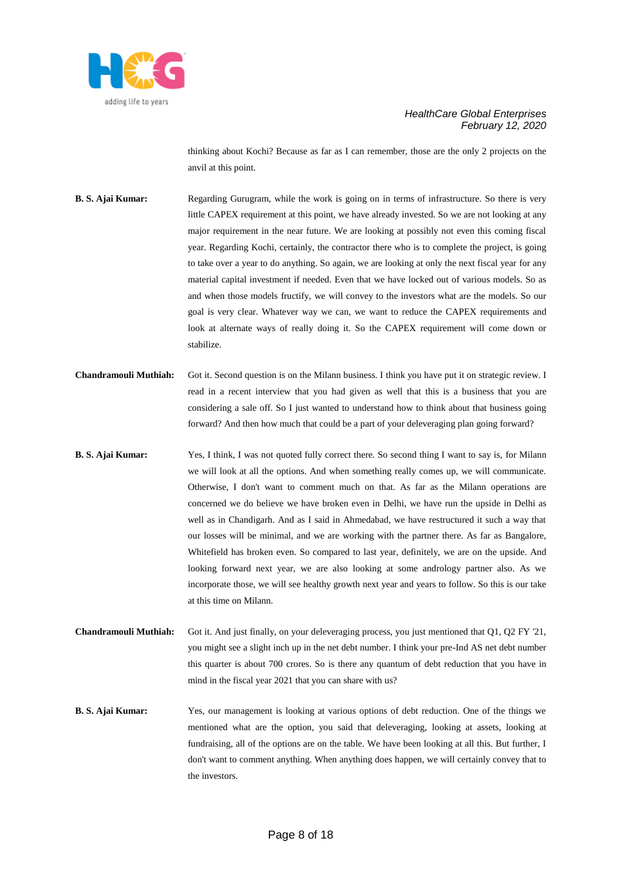thinking about Kochi? Because as far as I can remember, those are the only 2 projects on the anvil at this point.

**B. S. Ajai Kumar:** Regarding Gurugram, while the work is going on in terms of infrastructure. So there is very little CAPEX requirement at this point, we have already invested. So we are not looking at any major requirement in the near future. We are looking at possibly not even this coming fiscal year. Regarding Kochi, certainly, the contractor there who is to complete the project, is going to take over a year to do anything. So again, we are looking at only the next fiscal year for any material capital investment if needed. Even that we have locked out of various models. So as and when those models fructify, we will convey to the investors what are the models. So our goal is very clear. Whatever way we can, we want to reduce the CAPEX requirements and look at alternate ways of really doing it. So the CAPEX requirement will come down or stabilize.

**Chandramouli Muthiah:** Got it. Second question is on the Milann business. I think you have put it on strategic review. I read in a recent interview that you had given as well that this is a business that you are considering a sale off. So I just wanted to understand how to think about that business going forward? And then how much that could be a part of your deleveraging plan going forward?

**B. S. Ajai Kumar:** Yes, I think, I was not quoted fully correct there. So second thing I want to say is, for Milann we will look at all the options. And when something really comes up, we will communicate. Otherwise, I don't want to comment much on that. As far as the Milann operations are concerned we do believe we have broken even in Delhi, we have run the upside in Delhi as well as in Chandigarh. And as I said in Ahmedabad, we have restructured it such a way that our losses will be minimal, and we are working with the partner there. As far as Bangalore, Whitefield has broken even. So compared to last year, definitely, we are on the upside. And looking forward next year, we are also looking at some andrology partner also. As we incorporate those, we will see healthy growth next year and years to follow. So this is our take at this time on Milann.

**Chandramouli Muthiah:** Got it. And just finally, on your deleveraging process, you just mentioned that Q1, Q2 FY '21, you might see a slight inch up in the net debt number. I think your pre-Ind AS net debt number this quarter is about 700 crores. So is there any quantum of debt reduction that you have in mind in the fiscal year 2021 that you can share with us?

**B. S. Ajai Kumar:** Yes, our management is looking at various options of debt reduction. One of the things we mentioned what are the option, you said that deleveraging, looking at assets, looking at fundraising, all of the options are on the table. We have been looking at all this. But further, I don't want to comment anything. When anything does happen, we will certainly convey that to the investors.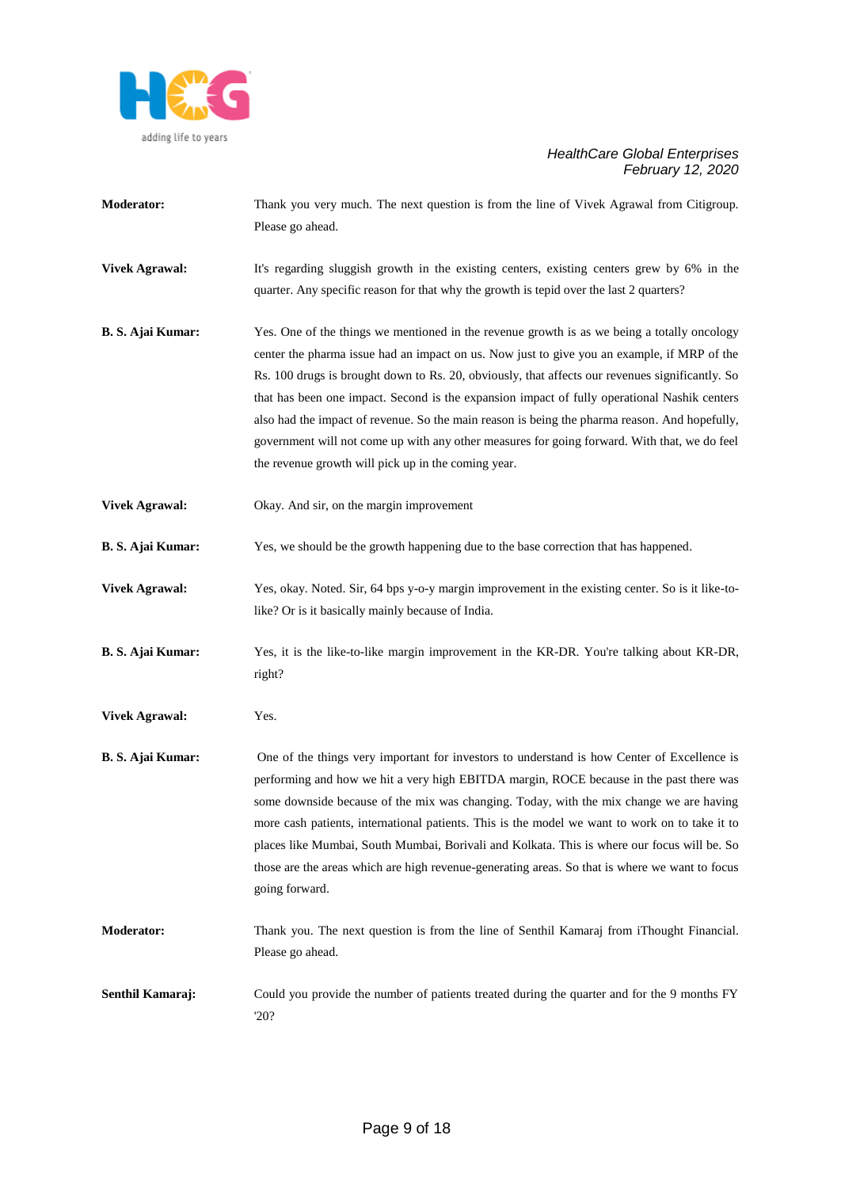**Moderator:** Thank you very much. The next question is from the line of Vivek Agrawal from Citigroup. Please go ahead.

**Vivek Agrawal:** It's regarding sluggish growth in the existing centers, existing centers grew by 6% in the quarter. Any specific reason for that why the growth is tepid over the last 2 quarters?

**B. S. Ajai Kumar:** Yes. One of the things we mentioned in the revenue growth is as we being a totally oncology center the pharma issue had an impact on us. Now just to give you an example, if MRP of the Rs. 100 drugs is brought down to Rs. 20, obviously, that affects our revenues significantly. So that has been one impact. Second is the expansion impact of fully operational Nashik centers also had the impact of revenue. So the main reason is being the pharma reason. And hopefully, government will not come up with any other measures for going forward. With that, we do feel the revenue growth will pick up in the coming year.

**Vivek Agrawal:** Okay. And sir, on the margin improvement

**B. S. Ajai Kumar:** Yes, we should be the growth happening due to the base correction that has happened.

**Vivek Agrawal:** Yes, okay. Noted. Sir, 64 bps y-o-y margin improvement in the existing center. So is it like-to-like? Or is it basically mainly because of India.

**B. S. Ajai Kumar:** Yes, it is the like-to-like margin improvement in the KR-DR. You're talking about KR-DR, right?

**Vivek Agrawal:** Yes.

**B. S. Ajai Kumar:** One of the things very important for investors to understand is how Center of Excellence is performing and how we hit a very high EBITDA margin, ROCE because in the past there was some downside because of the mix was changing. Today, with the mix change we are having more cash patients, international patients. This is the model we want to work on to take it to places like Mumbai, South Mumbai, Borivali and Kolkata. This is where our focus will be. So those are the areas which are high revenue-generating areas. So that is where we want to focus going forward.

**Moderator:** Thank you. The next question is from the line of Senthil Kamaraj from iThought Financial. Please go ahead.

**Senthil Kamaraj:** Could you provide the number of patients treated during the quarter and for the 9 months FY '20?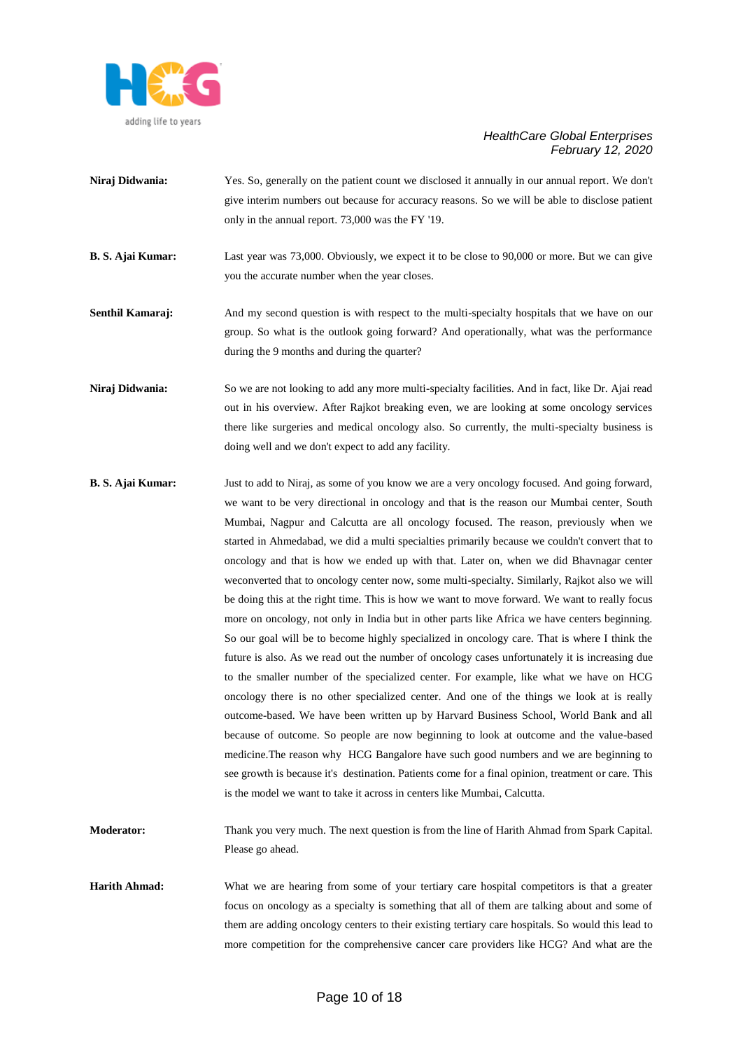**Niraj Didwania:** Yes. So, generally on the patient count we disclosed it annually in our annual report. We don't give interim numbers out because for accuracy reasons. So we will be able to disclose patient only in the annual report. 73,000 was the FY '19.

**B. S. Ajai Kumar:** Last year was 73,000. Obviously, we expect it to be close to 90,000 or more. But we can give you the accurate number when the year closes.

**Senthil Kamaraj:** And my second question is with respect to the multi-specialty hospitals that we have on our group. So what is the outlook going forward? And operationally, what was the performance during the 9 months and during the quarter?

**Niraj Didwania:** So we are not looking to add any more multi-specialty facilities. And in fact, like Dr. Ajai read out in his overview. After Rajkot breaking even, we are looking at some oncology services there like surgeries and medical oncology also. So currently, the multi-specialty business is doing well and we don't expect to add any facility.

**B. S. Ajai Kumar:** Just to add to Niraj, as some of you know we are a very oncology focused. And going forward, we want to be very directional in oncology and that is the reason our Mumbai center, South Mumbai, Nagpur and Calcutta are all oncology focused. The reason, previously when we started in Ahmedabad, we did a multi specialties primarily because we couldn't convert that to oncology and that is how we ended up with that. Later on, when we did Bhavnagar center weconverted that to oncology center now, some multi-specialty. Similarly, Rajkot also we will be doing this at the right time. This is how we want to move forward. We want to really focus more on oncology, not only in India but in other parts like Africa we have centers beginning. So our goal will be to become highly specialized in oncology care. That is where I think the future is also. As we read out the number of oncology cases unfortunately it is increasing due to the smaller number of the specialized center. For example, like what we have on HCG oncology there is no other specialized center. And one of the things we look at is really outcome-based. We have been written up by Harvard Business School, World Bank and all because of outcome. So people are now beginning to look at outcome and the value-based medicine.The reason why HCG Bangalore have such good numbers and we are beginning to see growth is because it's destination. Patients come for a final opinion, treatment or care. This is the model we want to take it across in centers like Mumbai, Calcutta.

**Moderator:** Thank you very much. The next question is from the line of Harith Ahmad from Spark Capital. Please go ahead.

**Harith Ahmad:** What we are hearing from some of your tertiary care hospital competitors is that a greater focus on oncology as a specialty is something that all of them are talking about and some of them are adding oncology centers to their existing tertiary care hospitals. So would this lead to more competition for the comprehensive cancer care providers like HCG? And what are the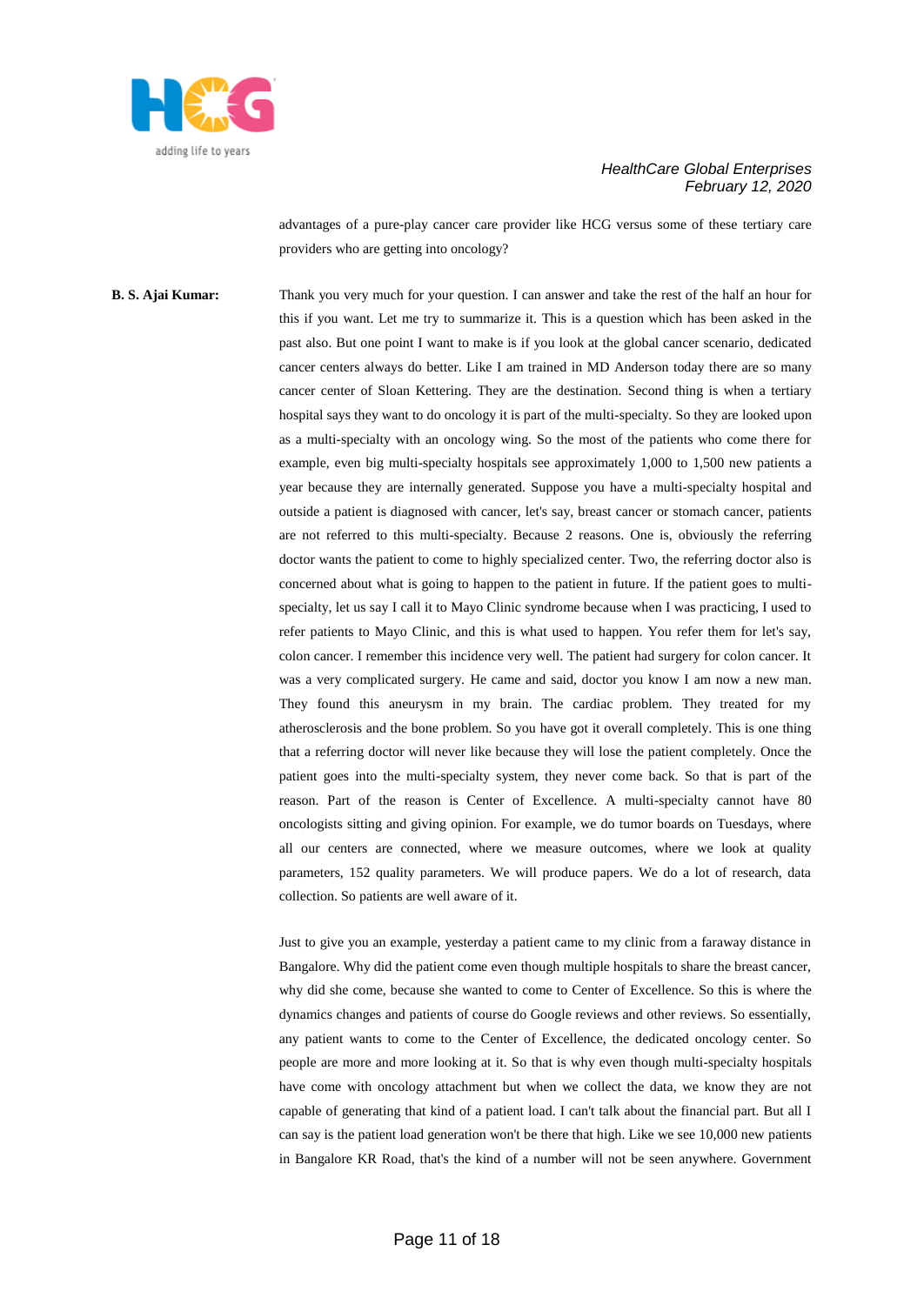advantages of a pure-play cancer care provider like HCG versus some of these tertiary care providers who are getting into oncology?

**B. S. Ajai Kumar:** Thank you very much for your question. I can answer and take the rest of the half an hour for this if you want. Let me try to summarize it. This is a question which has been asked in the past also. But one point I want to make is if you look at the global cancer scenario, dedicated cancer centers always do better. Like I am trained in MD Anderson today there are so many cancer center of Sloan Kettering. They are the destination. Second thing is when a tertiary hospital says they want to do oncology it is part of the multi-specialty. So they are looked upon as a multi-specialty with an oncology wing. So the most of the patients who come there for example, even big multi-specialty hospitals see approximately 1,000 to 1,500 new patients a year because they are internally generated. Suppose you have a multi-specialty hospital and outside a patient is diagnosed with cancer, let's say, breast cancer or stomach cancer, patients are not referred to this multi-specialty. Because 2 reasons. One is, obviously the referring doctor wants the patient to come to highly specialized center. Two, the referring doctor also is concerned about what is going to happen to the patient in future. If the patient goes to multi-specialty, let us say I call it to Mayo Clinic syndrome because when I was practicing, I used to refer patients to Mayo Clinic, and this is what used to happen. You refer them for let's say, colon cancer. I remember this incidence very well. The patient had surgery for colon cancer. It was a very complicated surgery. He came and said, doctor you know I am now a new man. They found this aneurysm in my brain. The cardiac problem. They treated for my atherosclerosis and the bone problem. So you have got it overall completely. This is one thing that a referring doctor will never like because they will lose the patient completely. Once the patient goes into the multi-specialty system, they never come back. So that is part of the reason. Part of the reason is Center of Excellence. A multi-specialty cannot have 80 oncologists sitting and giving opinion. For example, we do tumor boards on Tuesdays, where all our centers are connected, where we measure outcomes, where we look at quality parameters, 152 quality parameters. We will produce papers. We do a lot of research, data collection. So patients are well aware of it.

Just to give you an example, yesterday a patient came to my clinic from a faraway distance in Bangalore. Why did the patient come even though multiple hospitals to share the breast cancer, why did she come, because she wanted to come to Center of Excellence. So this is where the dynamics changes and patients of course do Google reviews and other reviews. So essentially, any patient wants to come to the Center of Excellence, the dedicated oncology center. So people are more and more looking at it. So that is why even though multi-specialty hospitals have come with oncology attachment but when we collect the data, we know they are not capable of generating that kind of a patient load. I can't talk about the financial part. But all I can say is the patient load generation won't be there that high. Like we see 10,000 new patients in Bangalore KR Road, that's the kind of a number will not be seen anywhere. Government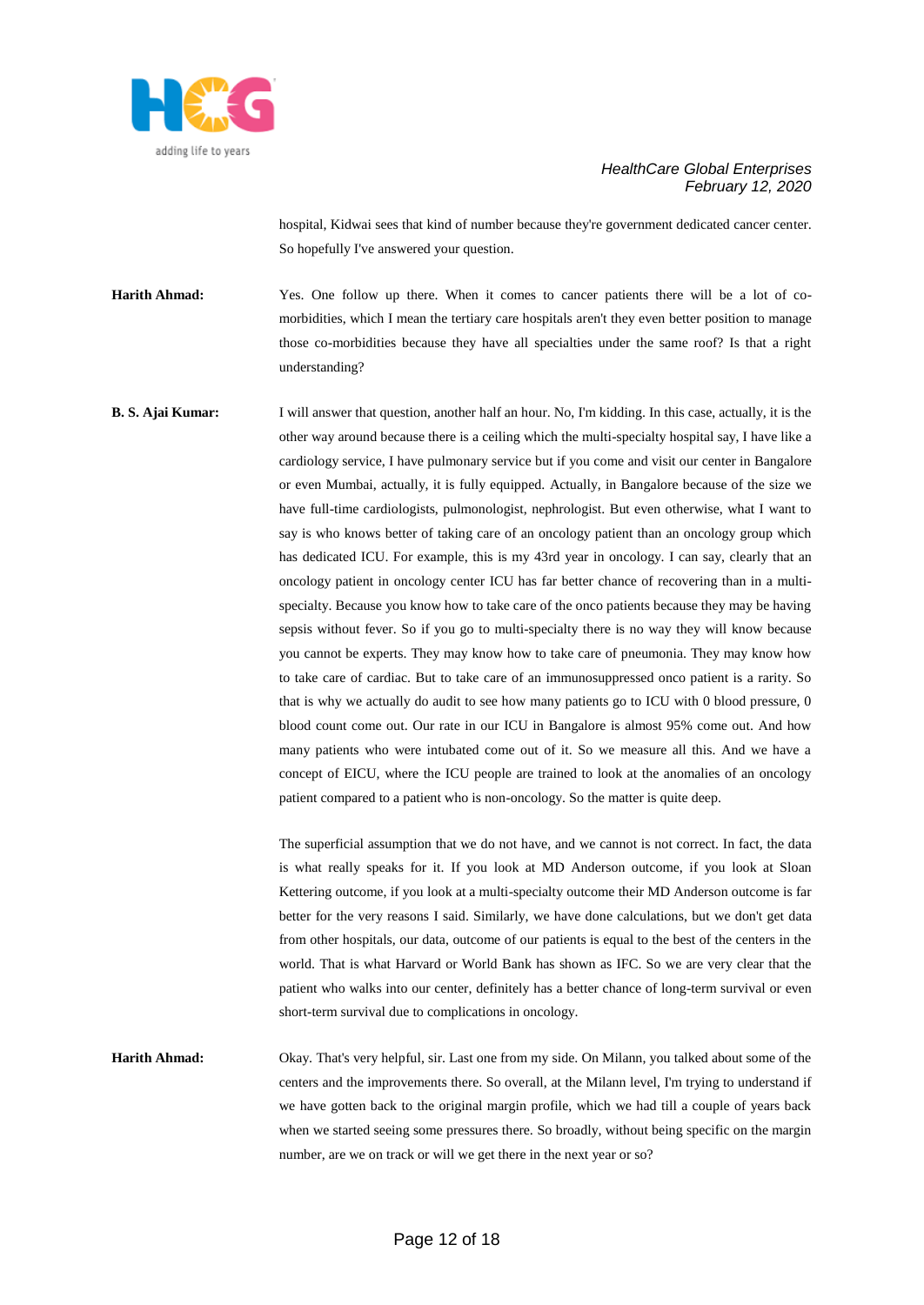hospital, Kidwai sees that kind of number because they're government dedicated cancer center. So hopefully I've answered your question.

**Harith Ahmad:** Yes. One follow up there. When it comes to cancer patients there will be a lot of co-morbidities, which I mean the tertiary care hospitals aren't they even better position to manage those co-morbidities because they have all specialties under the same roof? Is that a right understanding?

**B. S. Ajai Kumar:** I will answer that question, another half an hour. No, I'm kidding. In this case, actually, it is the other way around because there is a ceiling which the multi-specialty hospital say, I have like a cardiology service, I have pulmonary service but if you come and visit our center in Bangalore or even Mumbai, actually, it is fully equipped. Actually, in Bangalore because of the size we have full-time cardiologists, pulmonologist, nephrologist. But even otherwise, what I want to say is who knows better of taking care of an oncology patient than an oncology group which has dedicated ICU. For example, this is my 43rd year in oncology. I can say, clearly that an oncology patient in oncology center ICU has far better chance of recovering than in a multi-specialty. Because you know how to take care of the onco patients because they may be having sepsis without fever. So if you go to multi-specialty there is no way they will know because you cannot be experts. They may know how to take care of pneumonia. They may know how to take care of cardiac. But to take care of an immunosuppressed onco patient is a rarity. So that is why we actually do audit to see how many patients go to ICU with 0 blood pressure, 0 blood count come out. Our rate in our ICU in Bangalore is almost 95% come out. And how many patients who were intubated come out of it. So we measure all this. And we have a concept of EICU, where the ICU people are trained to look at the anomalies of an oncology patient compared to a patient who is non-oncology. So the matter is quite deep.

The superficial assumption that we do not have, and we cannot is not correct. In fact, the data is what really speaks for it. If you look at MD Anderson outcome, if you look at Sloan Kettering outcome, if you look at a multi-specialty outcome their MD Anderson outcome is far better for the very reasons I said. Similarly, we have done calculations, but we don't get data from other hospitals, our data, outcome of our patients is equal to the best of the centers in the world. That is what Harvard or World Bank has shown as IFC. So we are very clear that the patient who walks into our center, definitely has a better chance of long-term survival or even short-term survival due to complications in oncology.

**Harith Ahmad:** Okay. That's very helpful, sir. Last one from my side. On Milann, you talked about some of the centers and the improvements there. So overall, at the Milann level, I'm trying to understand if we have gotten back to the original margin profile, which we had till a couple of years back when we started seeing some pressures there. So broadly, without being specific on the margin number, are we on track or will we get there in the next year or so?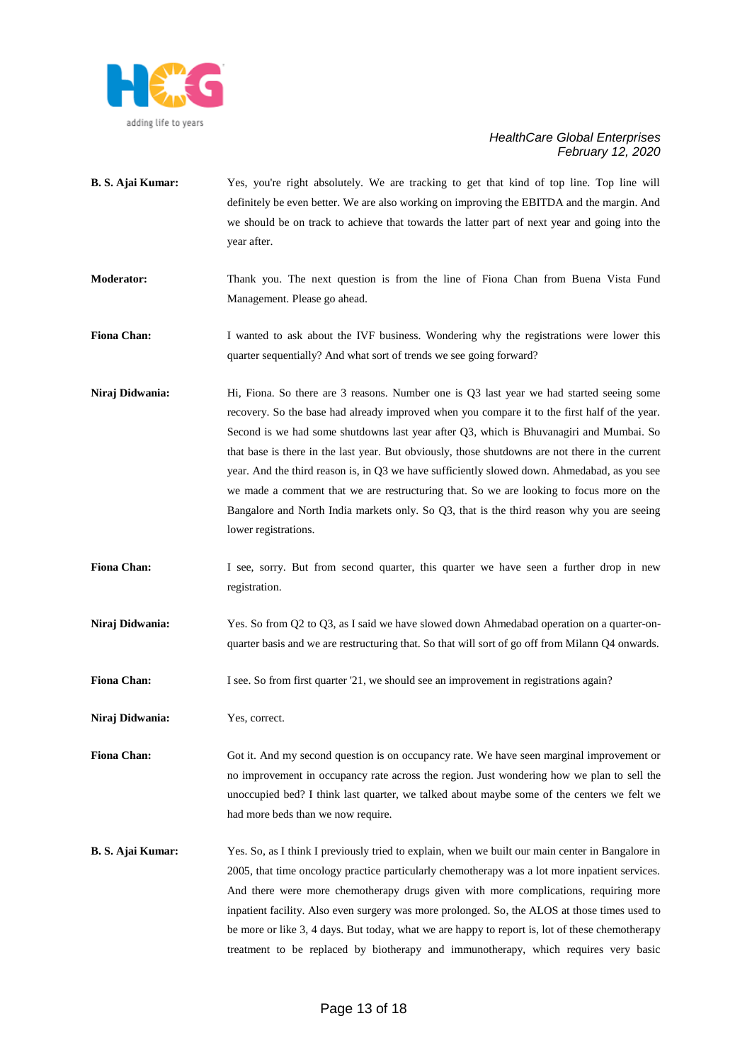**B. S. Ajai Kumar:** Yes, you're right absolutely. We are tracking to get that kind of top line. Top line will definitely be even better. We are also working on improving the EBITDA and the margin. And we should be on track to achieve that towards the latter part of next year and going into the year after.

**Moderator:** Thank you. The next question is from the line of Fiona Chan from Buena Vista Fund Management. Please go ahead.

**Fiona Chan:** I wanted to ask about the IVF business. Wondering why the registrations were lower this quarter sequentially? And what sort of trends we see going forward?

**Niraj Didwania:** Hi, Fiona. So there are 3 reasons. Number one is Q3 last year we had started seeing some recovery. So the base had already improved when you compare it to the first half of the year. Second is we had some shutdowns last year after Q3, which is Bhuvanagiri and Mumbai. So that base is there in the last year. But obviously, those shutdowns are not there in the current year. And the third reason is, in Q3 we have sufficiently slowed down. Ahmedabad, as you see we made a comment that we are restructuring that. So we are looking to focus more on the Bangalore and North India markets only. So Q3, that is the third reason why you are seeing lower registrations.

**Fiona Chan:** I see, sorry. But from second quarter, this quarter we have seen a further drop in new registration.

**Niraj Didwania:** Yes. So from Q2 to Q3, as I said we have slowed down Ahmedabad operation on a quarter-on-quarter basis and we are restructuring that. So that will sort of go off from Milann Q4 onwards.

**Fiona Chan:** I see. So from first quarter '21, we should see an improvement in registrations again?

**Niraj Didwania:** Yes, correct.

**Fiona Chan:** Got it. And my second question is on occupancy rate. We have seen marginal improvement or no improvement in occupancy rate across the region. Just wondering how we plan to sell the unoccupied bed? I think last quarter, we talked about maybe some of the centers we felt we had more beds than we now require.

**B. S. Ajai Kumar:** Yes. So, as I think I previously tried to explain, when we built our main center in Bangalore in 2005, that time oncology practice particularly chemotherapy was a lot more inpatient services. And there were more chemotherapy drugs given with more complications, requiring more inpatient facility. Also even surgery was more prolonged. So, the ALOS at those times used to be more or like 3, 4 days. But today, what we are happy to report is, lot of these chemotherapy treatment to be replaced by biotherapy and immunotherapy, which requires very basic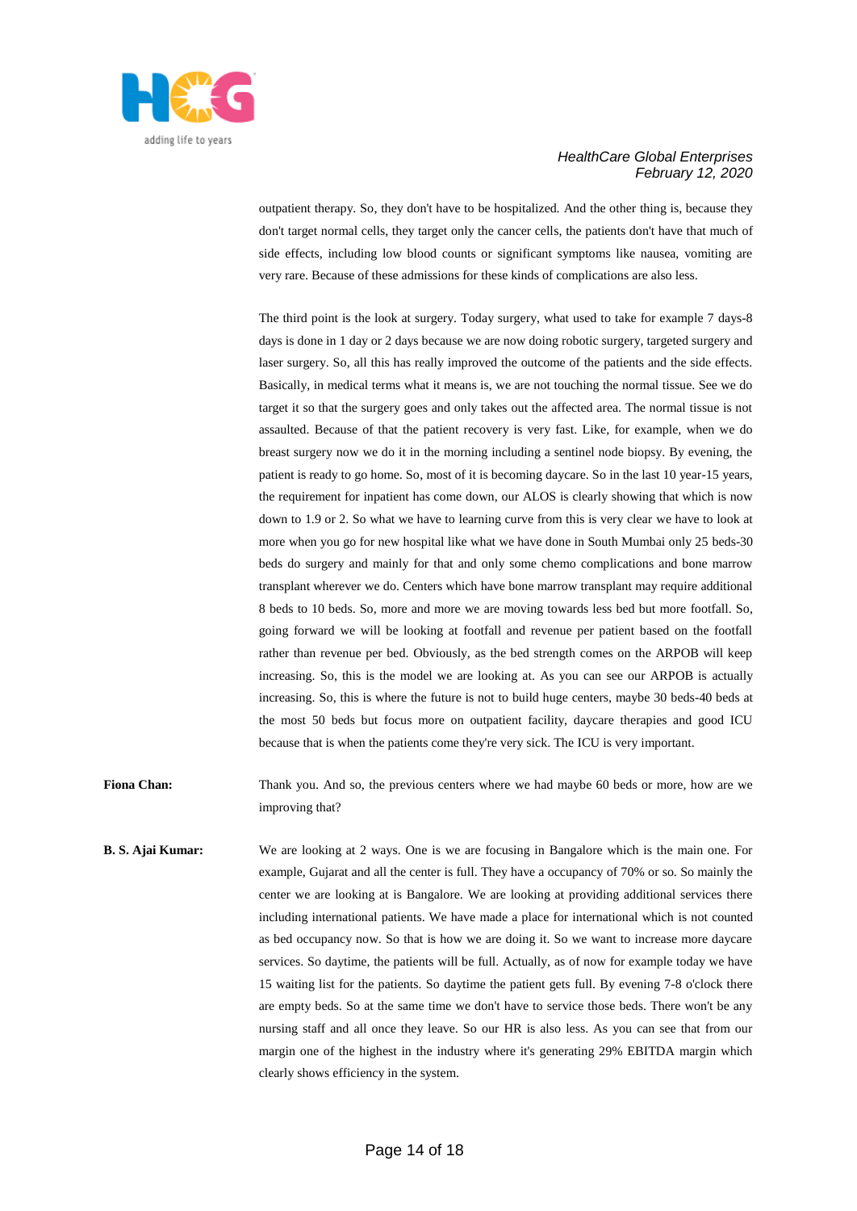outpatient therapy. So, they don't have to be hospitalized. And the other thing is, because they don't target normal cells, they target only the cancer cells, the patients don't have that much of side effects, including low blood counts or significant symptoms like nausea, vomiting are very rare. Because of these admissions for these kinds of complications are also less.

The third point is the look at surgery. Today surgery, what used to take for example 7 days-8 days is done in 1 day or 2 days because we are now doing robotic surgery, targeted surgery and laser surgery. So, all this has really improved the outcome of the patients and the side effects. Basically, in medical terms what it means is, we are not touching the normal tissue. See we do target it so that the surgery goes and only takes out the affected area. The normal tissue is not assaulted. Because of that the patient recovery is very fast. Like, for example, when we do breast surgery now we do it in the morning including a sentinel node biopsy. By evening, the patient is ready to go home. So, most of it is becoming daycare. So in the last 10 year-15 years, the requirement for inpatient has come down, our ALOS is clearly showing that which is now down to 1.9 or 2. So what we have to learning curve from this is very clear we have to look at more when you go for new hospital like what we have done in South Mumbai only 25 beds-30 beds do surgery and mainly for that and only some chemo complications and bone marrow transplant wherever we do. Centers which have bone marrow transplant may require additional 8 beds to 10 beds. So, more and more we are moving towards less bed but more footfall. So, going forward we will be looking at footfall and revenue per patient based on the footfall rather than revenue per bed. Obviously, as the bed strength comes on the ARPOB will keep increasing. So, this is the model we are looking at. As you can see our ARPOB is actually increasing. So, this is where the future is not to build huge centers, maybe 30 beds-40 beds at the most 50 beds but focus more on outpatient facility, daycare therapies and good ICU because that is when the patients come they're very sick. The ICU is very important.

**Fiona Chan:** Thank you. And so, the previous centers where we had maybe 60 beds or more, how are we improving that?

**B. S. Ajai Kumar:** We are looking at 2 ways. One is we are focusing in Bangalore which is the main one. For example, Gujarat and all the center is full. They have a occupancy of 70% or so. So mainly the center we are looking at is Bangalore. We are looking at providing additional services there including international patients. We have made a place for international which is not counted as bed occupancy now. So that is how we are doing it. So we want to increase more daycare services. So daytime, the patients will be full. Actually, as of now for example today we have 15 waiting list for the patients. So daytime the patient gets full. By evening 7-8 o'clock there are empty beds. So at the same time we don't have to service those beds. There won't be any nursing staff and all once they leave. So our HR is also less. As you can see that from our margin one of the highest in the industry where it's generating 29% EBITDA margin which clearly shows efficiency in the system.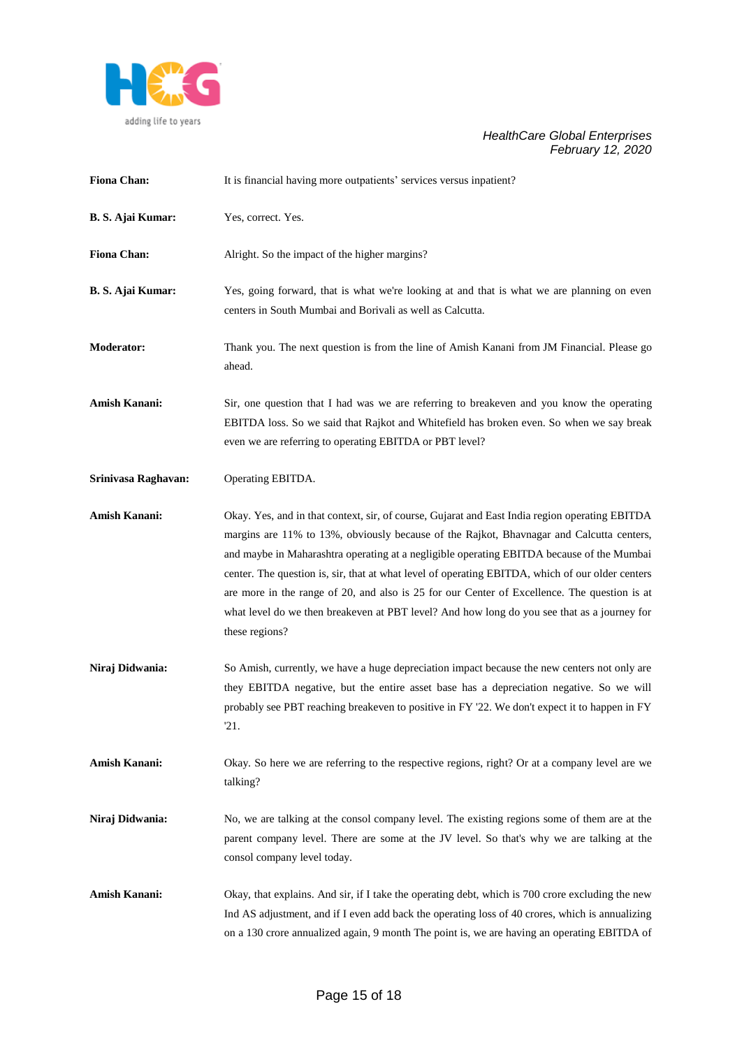**Fiona Chan:** It is financial having more outpatients' services versus inpatient?

**B. S. Ajai Kumar:** Yes, correct. Yes.

**Fiona Chan:** Alright. So the impact of the higher margins?

**B. S. Ajai Kumar:** Yes, going forward, that is what we're looking at and that is what we are planning on even centers in South Mumbai and Borivali as well as Calcutta.

**Moderator:** Thank you. The next question is from the line of Amish Kanani from JM Financial. Please go ahead.

**Amish Kanani:** Sir, one question that I had was we are referring to breakeven and you know the operating EBITDA loss. So we said that Rajkot and Whitefield has broken even. So when we say break even we are referring to operating EBITDA or PBT level?

**Srinivasa Raghavan:** Operating EBITDA.

**Amish Kanani:** Okay. Yes, and in that context, sir, of course, Gujarat and East India region operating EBITDA margins are 11% to 13%, obviously because of the Rajkot, Bhavnagar and Calcutta centers, and maybe in Maharashtra operating at a negligible operating EBITDA because of the Mumbai center. The question is, sir, that at what level of operating EBITDA, which of our older centers are more in the range of 20, and also is 25 for our Center of Excellence. The question is at what level do we then breakeven at PBT level? And how long do you see that as a journey for these regions?

**Niraj Didwania:** So Amish, currently, we have a huge depreciation impact because the new centers not only are they EBITDA negative, but the entire asset base has a depreciation negative. So we will probably see PBT reaching breakeven to positive in FY '22. We don't expect it to happen in FY '21.

**Amish Kanani:** Okay. So here we are referring to the respective regions, right? Or at a company level are we talking?

**Niraj Didwania:** No, we are talking at the consol company level. The existing regions some of them are at the parent company level. There are some at the JV level. So that's why we are talking at the consol company level today.

**Amish Kanani:** Okay, that explains. And sir, if I take the operating debt, which is 700 crore excluding the new Ind AS adjustment, and if I even add back the operating loss of 40 crores, which is annualizing on a 130 crore annualized again, 9 month The point is, we are having an operating EBITDA of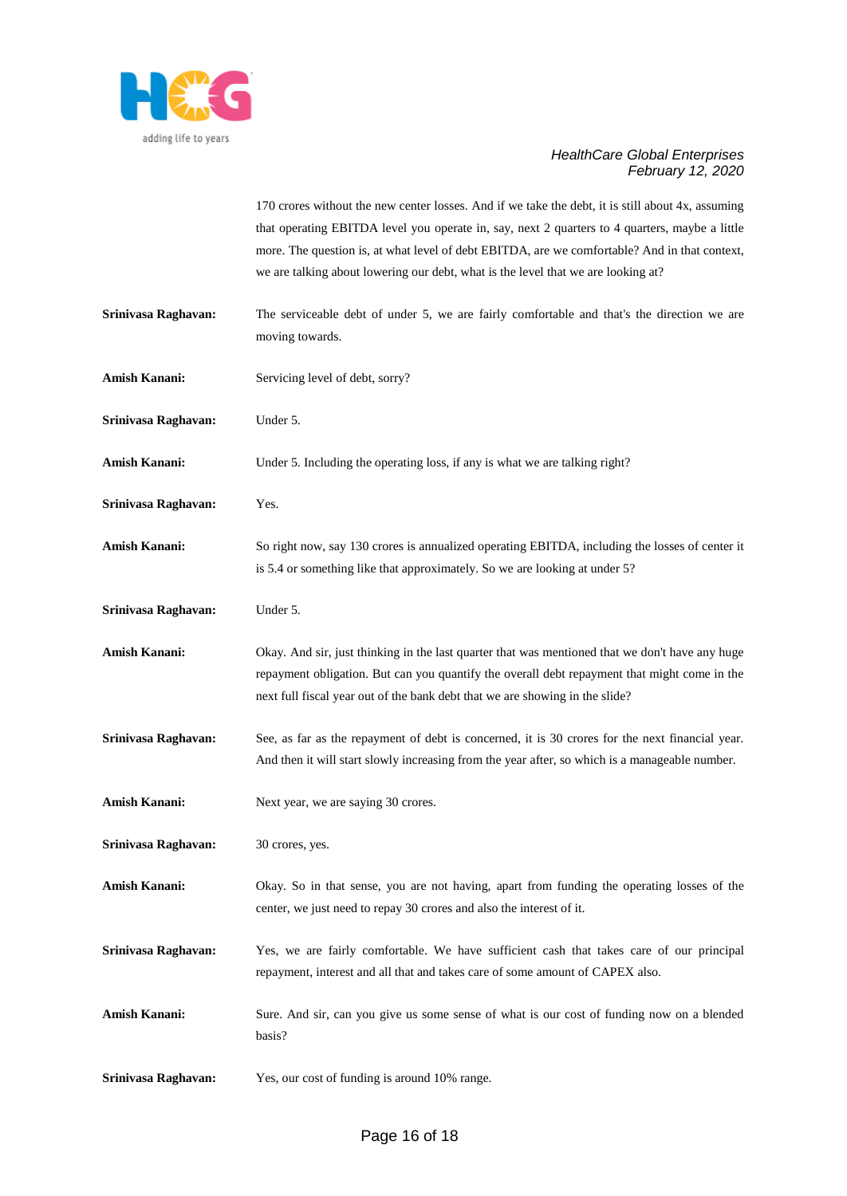170 crores without the new center losses. And if we take the debt, it is still about 4x, assuming that operating EBITDA level you operate in, say, next 2 quarters to 4 quarters, maybe a little more. The question is, at what level of debt EBITDA, are we comfortable? And in that context, we are talking about lowering our debt, what is the level that we are looking at?

**Srinivasa Raghavan:** The serviceable debt of under 5, we are fairly comfortable and that's the direction we are moving towards.

**Amish Kanani:** Servicing level of debt, sorry?

**Srinivasa Raghavan:** Under 5.

**Amish Kanani:** Under 5. Including the operating loss, if any is what we are talking right?

**Srinivasa Raghavan:** Yes.

**Amish Kanani:** So right now, say 130 crores is annualized operating EBITDA, including the losses of center it is 5.4 or something like that approximately. So we are looking at under 5?

**Srinivasa Raghavan:** Under 5.

**Amish Kanani:** Okay. And sir, just thinking in the last quarter that was mentioned that we don't have any huge repayment obligation. But can you quantify the overall debt repayment that might come in the next full fiscal year out of the bank debt that we are showing in the slide?

**Srinivasa Raghavan:** See, as far as the repayment of debt is concerned, it is 30 crores for the next financial year. And then it will start slowly increasing from the year after, so which is a manageable number.

**Amish Kanani:** Next year, we are saying 30 crores.

**Srinivasa Raghavan:** 30 crores, yes.

**Amish Kanani:** Okay. So in that sense, you are not having, apart from funding the operating losses of the center, we just need to repay 30 crores and also the interest of it.

**Srinivasa Raghavan:** Yes, we are fairly comfortable. We have sufficient cash that takes care of our principal repayment, interest and all that and takes care of some amount of CAPEX also.

**Amish Kanani:** Sure. And sir, can you give us some sense of what is our cost of funding now on a blended basis?

**Srinivasa Raghavan:** Yes, our cost of funding is around 10% range.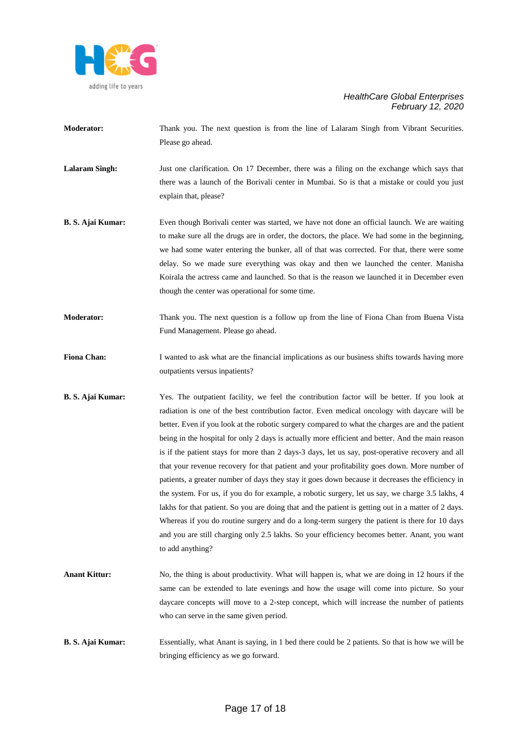**Moderator:** Thank you. The next question is from the line of Lalaram Singh from Vibrant Securities. Please go ahead.

**Lalaram Singh:** Just one clarification. On 17 December, there was a filing on the exchange which says that there was a launch of the Borivali center in Mumbai. So is that a mistake or could you just explain that, please?

**B. S. Ajai Kumar:** Even though Borivali center was started, we have not done an official launch. We are waiting to make sure all the drugs are in order, the doctors, the place. We had some in the beginning, we had some water entering the bunker, all of that was corrected. For that, there were some delay. So we made sure everything was okay and then we launched the center. Manisha Koirala the actress came and launched. So that is the reason we launched it in December even though the center was operational for some time.

**Moderator:** Thank you. The next question is a follow up from the line of Fiona Chan from Buena Vista Fund Management. Please go ahead.

**Fiona Chan:** I wanted to ask what are the financial implications as our business shifts towards having more outpatients versus inpatients?

**B. S. Ajai Kumar:** Yes. The outpatient facility, we feel the contribution factor will be better. If you look at radiation is one of the best contribution factor. Even medical oncology with daycare will be better. Even if you look at the robotic surgery compared to what the charges are and the patient being in the hospital for only 2 days is actually more efficient and better. And the main reason is if the patient stays for more than 2 days-3 days, let us say, post-operative recovery and all that your revenue recovery for that patient and your profitability goes down. More number of patients, a greater number of days they stay it goes down because it decreases the efficiency in the system. For us, if you do for example, a robotic surgery, let us say, we charge 3.5 lakhs, 4 lakhs for that patient. So you are doing that and the patient is getting out in a matter of 2 days. Whereas if you do routine surgery and do a long-term surgery the patient is there for 10 days and you are still charging only 2.5 lakhs. So your efficiency becomes better. Anant, you want to add anything?

**Anant Kittur:** No, the thing is about productivity. What will happen is, what we are doing in 12 hours if the same can be extended to late evenings and how the usage will come into picture. So your daycare concepts will move to a 2-step concept, which will increase the number of patients who can serve in the same given period.

**B. S. Ajai Kumar:** Essentially, what Anant is saying, in 1 bed there could be 2 patients. So that is how we will be bringing efficiency as we go forward.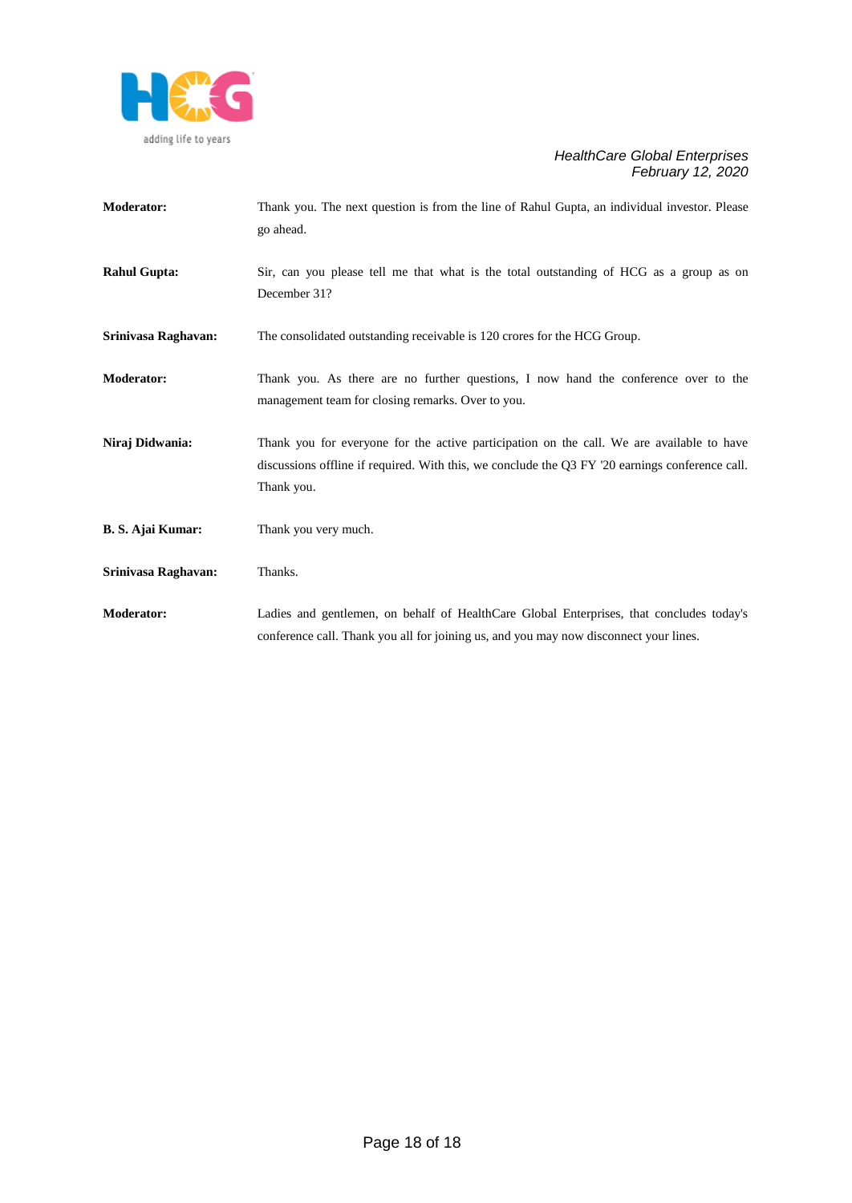**Moderator:** Thank you. The next question is from the line of Rahul Gupta, an individual investor. Please go ahead.

**Rahul Gupta:** Sir, can you please tell me that what is the total outstanding of HCG as a group as on December 31?

**Srinivasa Raghavan:** The consolidated outstanding receivable is 120 crores for the HCG Group.

**Moderator:** Thank you. As there are no further questions, I now hand the conference over to the management team for closing remarks. Over to you.

**Niraj Didwania:** Thank you for everyone for the active participation on the call. We are available to have discussions offline if required. With this, we conclude the Q3 FY '20 earnings conference call. Thank you.

**B. S. Ajai Kumar:** Thank you very much.

**Srinivasa Raghavan:** Thanks.

**Moderator:** Ladies and gentlemen, on behalf of HealthCare Global Enterprises, that concludes today's conference call. Thank you all for joining us, and you may now disconnect your lines.